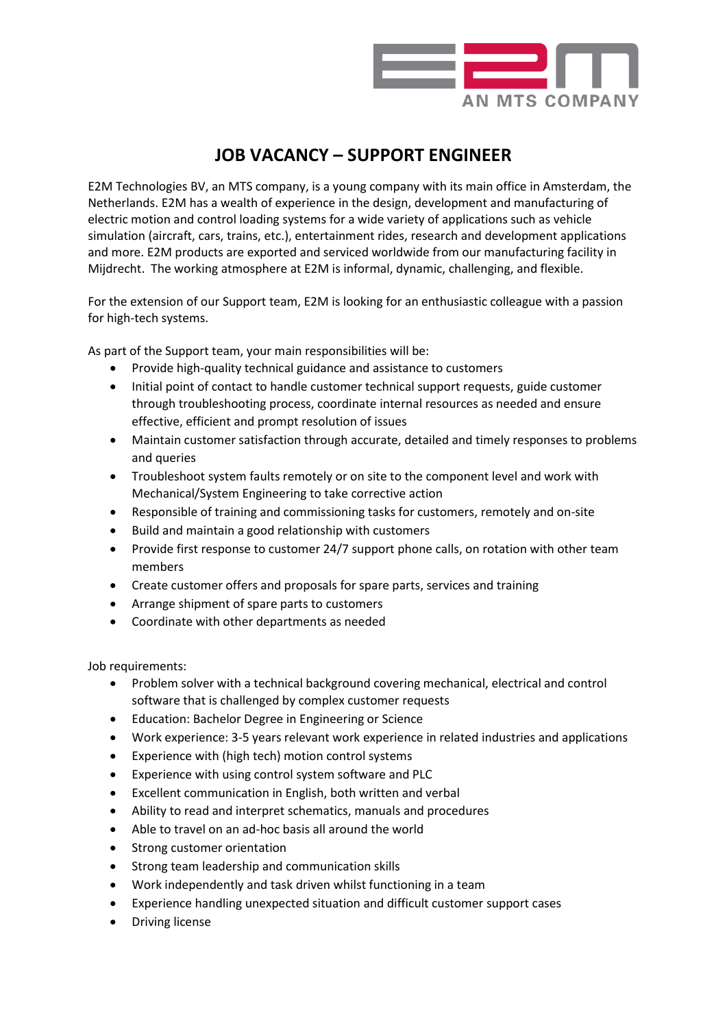# JOB VACANCY – SUPPORT ENGINEER

E2M Technologies BV, an MTS company, is a young company with its main office in Amsterdam, the Netherlands. E2M has a wealth of experience in the design, development and manufacturing of electric motion and control loading systems for a wide variety of applications such as vehicle simulation (aircraft, cars, trains, etc.), entertainment rides, research and development applications and more. E2M products are exported and serviced worldwide from our manufacturing facility in Mijdrecht. The working atmosphere at E2M is informal, dynamic, challenging, and flexible.

For the extension of our Support team, E2M is looking for an enthusiastic colleague with a passion for high-tech systems.

As part of the Support team, your main responsibilities will be:

- Provide high-quality technical guidance and assistance to customers
- Initial point of contact to handle customer technical support requests, guide customer through troubleshooting process, coordinate internal resources as needed and ensure effective, efficient and prompt resolution of issues
- Maintain customer satisfaction through accurate, detailed and timely responses to problems and queries
- Troubleshoot system faults remotely or on site to the component level and work with Mechanical/System Engineering to take corrective action
- Responsible of training and commissioning tasks for customers, remotely and on-site
- Build and maintain a good relationship with customers
- Provide first response to customer 24/7 support phone calls, on rotation with other team members
- Create customer offers and proposals for spare parts, services and training
- Arrange shipment of spare parts to customers
- Coordinate with other departments as needed

Job requirements:

- Problem solver with a technical background covering mechanical, electrical and control software that is challenged by complex customer requests
- Education: Bachelor Degree in Engineering or Science
- Work experience: 3-5 years relevant work experience in related industries and applications
- Experience with (high tech) motion control systems
- Experience with using control system software and PLC
- Excellent communication in English, both written and verbal
- Ability to read and interpret schematics, manuals and procedures
- Able to travel on an ad-hoc basis all around the world
- Strong customer orientation
- Strong team leadership and communication skills
- Work independently and task driven whilst functioning in a team
- Experience handling unexpected situation and difficult customer support cases
- Driving license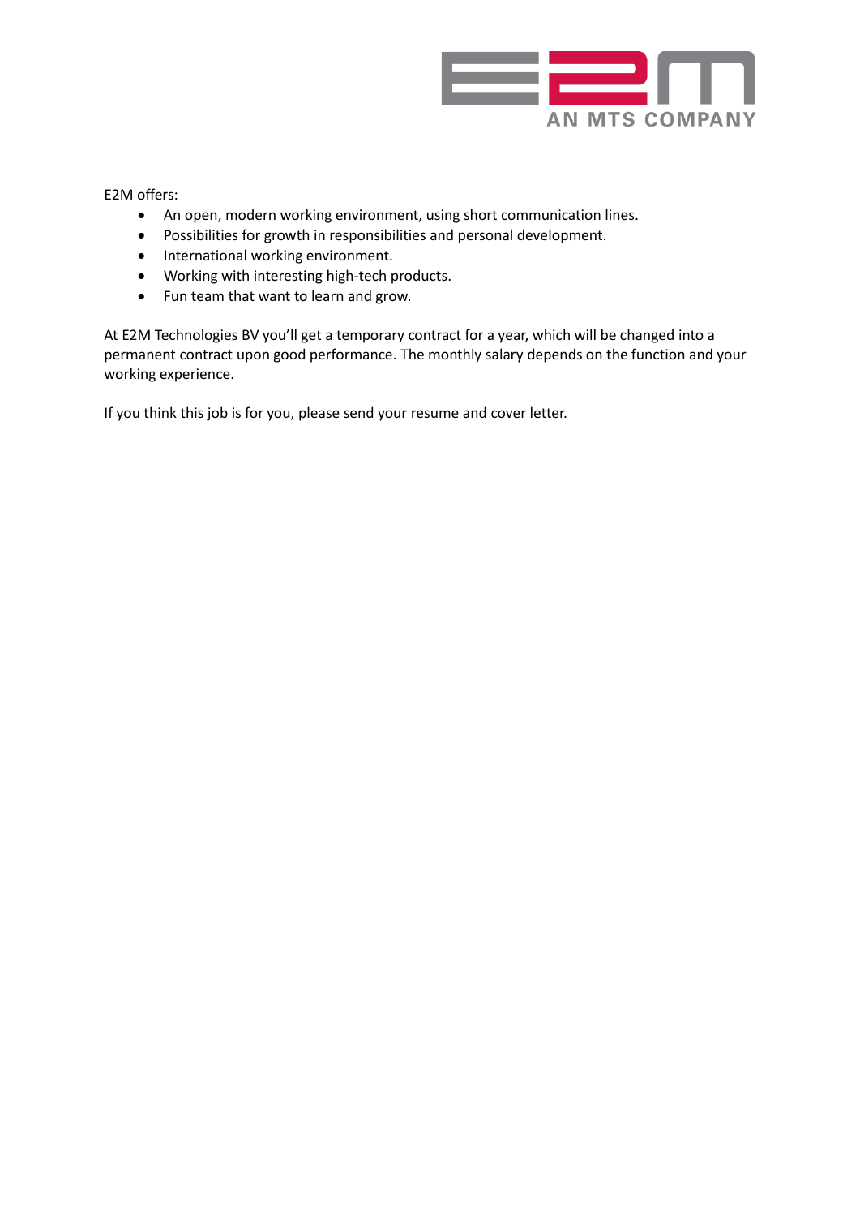E2M offers:

- An open, modern working environment, using short communication lines.
- Possibilities for growth in responsibilities and personal development.
- International working environment.
- Working with interesting high-tech products.
- Fun team that want to learn and grow.

At E2M Technologies BV you'll get a temporary contract for a year, which will be changed into a permanent contract upon good performance. The monthly salary depends on the function and your working experience.

If you think this job is for you, please send your resume and cover letter.